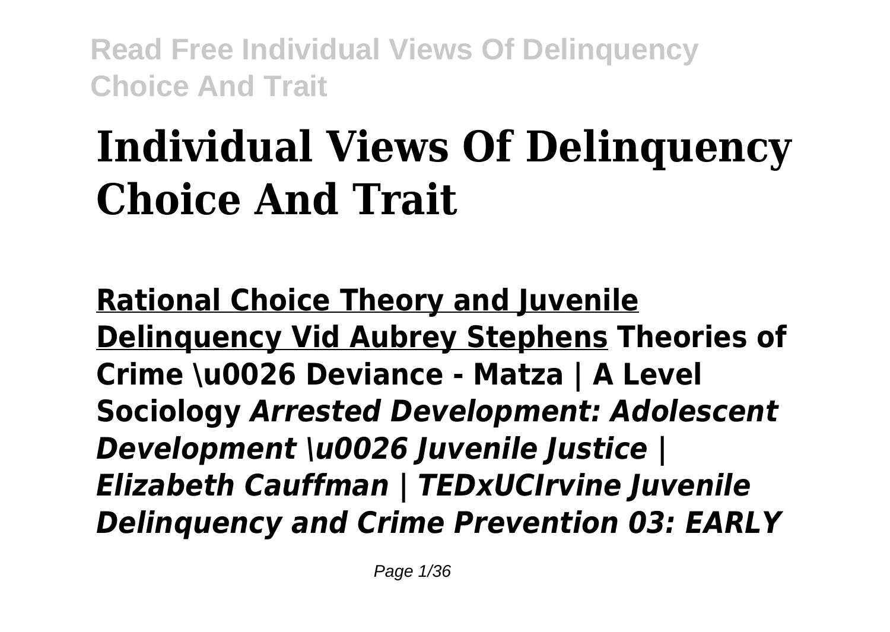# Individual Views Of Delinquency Choice And Trait

**Rational Choice Theory and Juvenile Delinquency Vid Aubrey Stephens** **Theories of Crime \u0026 Deviance - Matza | A Level Sociology** ***Arrested Development: Adolescent Development \u0026 Juvenile Justice | Elizabeth Cauffman | TEDxUCIrvine Juvenile Delinquency and Crime Prevention 03: EARLY***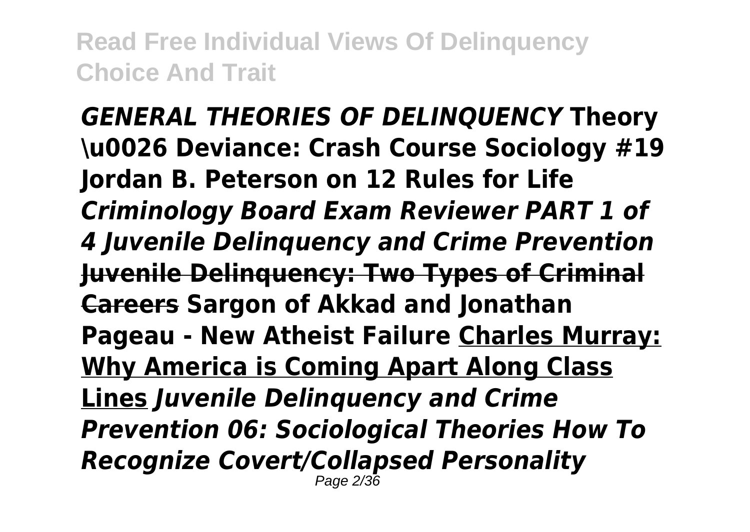***GENERAL THEORIES OF DELINQUENCY*** **Theory \u0026 Deviance: Crash Course Sociology #19 Jordan B. Peterson on 12 Rules for Life** ***Criminology Board Exam Reviewer PART 1 of 4 Juvenile Delinquency and Crime Prevention*** **~~Juvenile Delinquency: Two Types of Criminal Careers~~ Sargon of Akkad and Jonathan Pageau - New Atheist Failure** <u>**Charles Murray: Why America is Coming Apart Along Class Lines**</u> ***Juvenile Delinquency and Crime Prevention 06: Sociological Theories How To Recognize Covert/Collapsed Personality***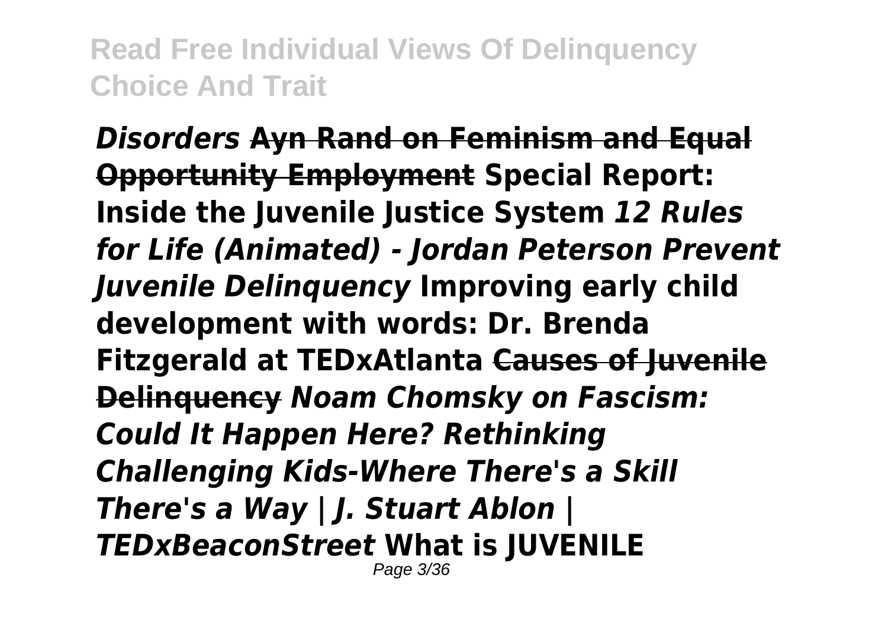***Disorders* Ayn Rand on Feminism and Equal Opportunity Employment Special Report: Inside the Juvenile Justice System *12 Rules for Life (Animated) - Jordan Peterson Prevent Juvenile Delinquency* Improving early child development with words: Dr. Brenda Fitzgerald at TEDxAtlanta Causes of Juvenile Delinquency *Noam Chomsky on Fascism: Could It Happen Here? Rethinking Challenging Kids-Where There's a Skill There's a Way | J. Stuart Ablon | TEDxBeaconStreet* What is JUVENILE**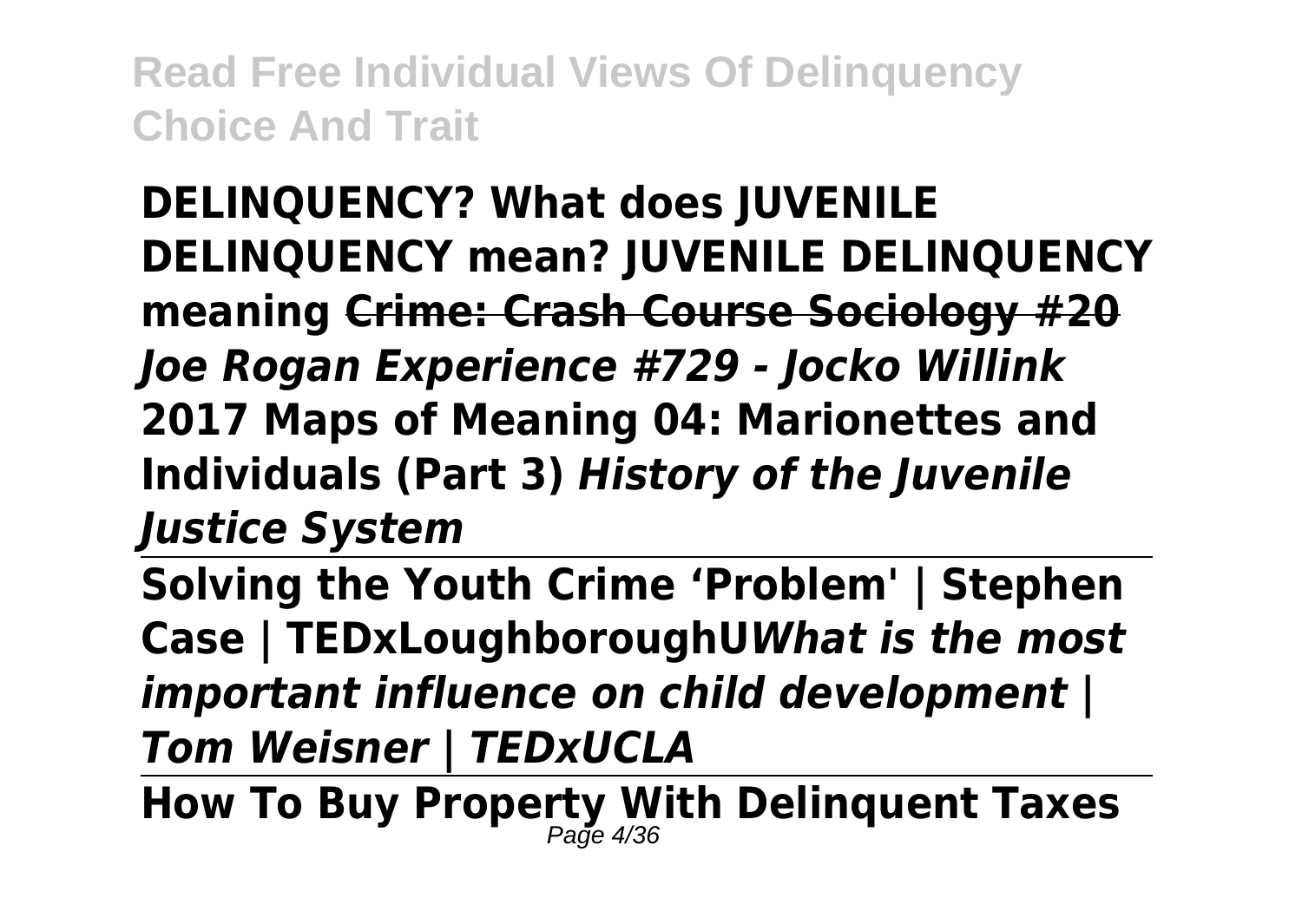**DELINQUENCY? What does JUVENILE DELINQUENCY mean? JUVENILE DELINQUENCY meaning** ~~**Crime: Crash Course Sociology #20**~~ ***Joe Rogan Experience #729 - Jocko Willink*** **2017 Maps of Meaning 04: Marionettes and Individuals (Part 3)** ***History of the Juvenile Justice System***

---

**Solving the Youth Crime 'Problem' | Stephen Case | TEDxLoughboroughU** ***What is the most important influence on child development | Tom Weisner | TEDxUCLA***

---

**How To Buy Property With Delinquent Taxes**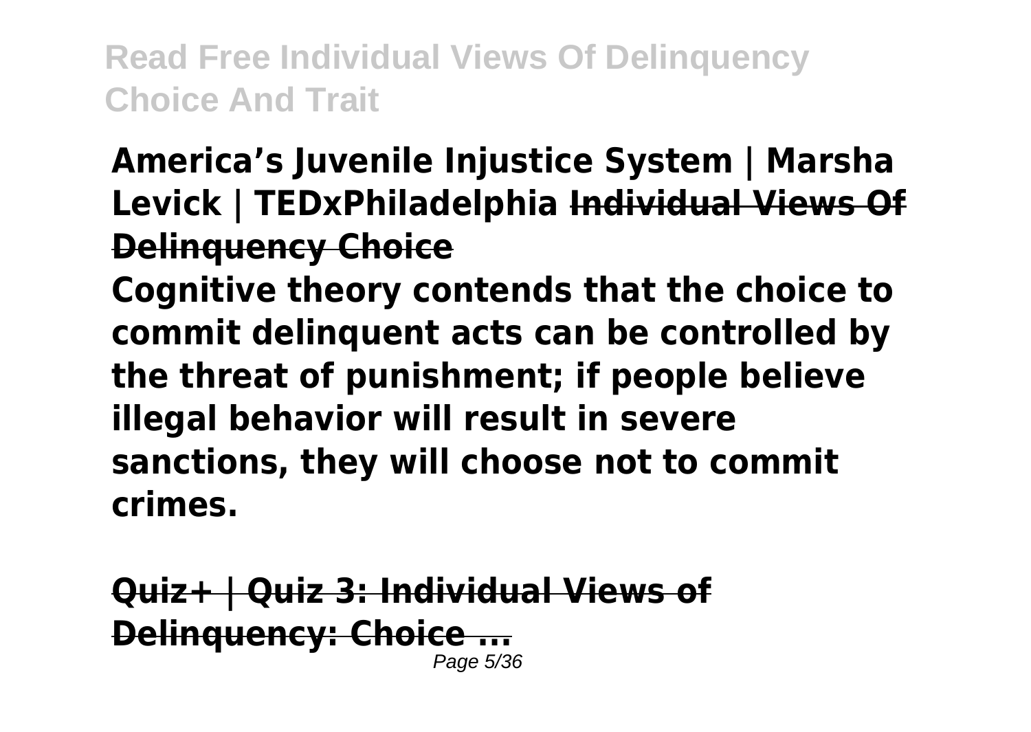**America's Juvenile Injustice System | Marsha Levick | TEDxPhiladelphia** **Individual Views Of Delinquency Choice**

**Cognitive theory contends that the choice to commit delinquent acts can be controlled by the threat of punishment; if people believe illegal behavior will result in severe sanctions, they will choose not to commit crimes.**

**Quiz+ | Quiz 3: Individual Views of Delinquency: Choice ...**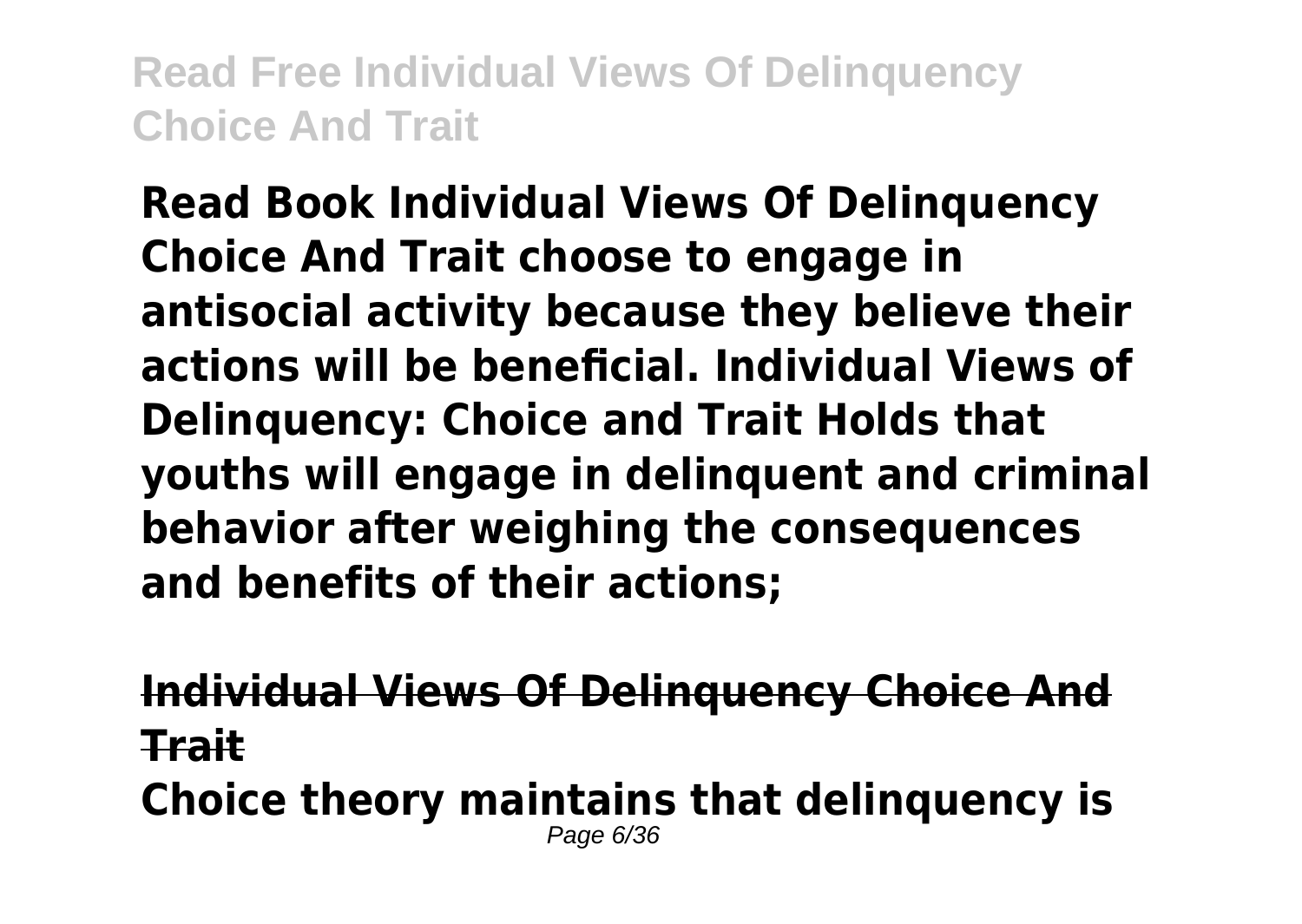**Read Book Individual Views Of Delinquency Choice And Trait choose to engage in antisocial activity because they believe their actions will be beneficial. Individual Views of Delinquency: Choice and Trait Holds that youths will engage in delinquent and criminal behavior after weighing the consequences and benefits of their actions;**

**Individual Views Of Delinquency Choice And Trait**

**Choice theory maintains that delinquency is**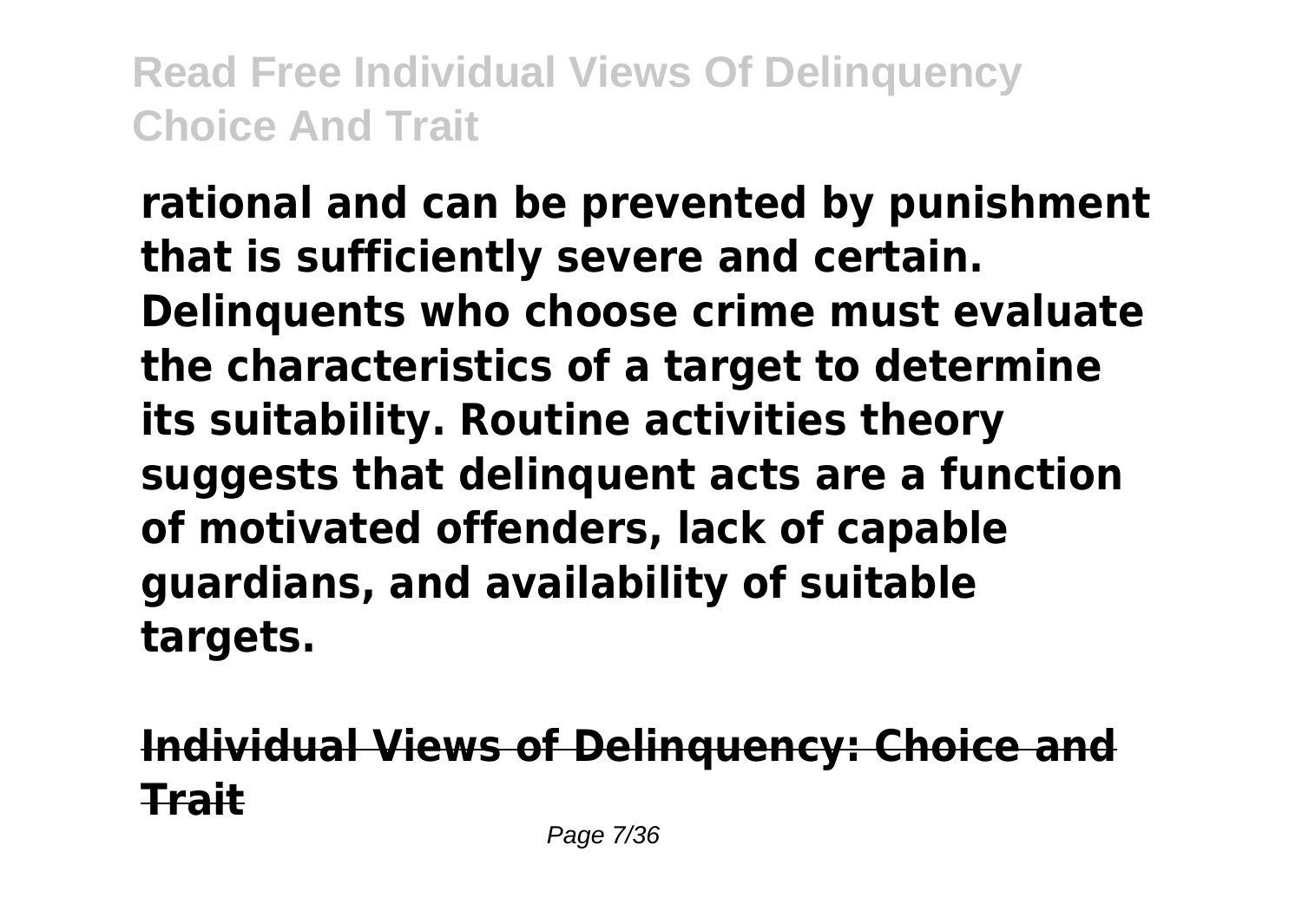**rational and can be prevented by punishment that is sufficiently severe and certain. Delinquents who choose crime must evaluate the characteristics of a target to determine its suitability. Routine activities theory suggests that delinquent acts are a function of motivated offenders, lack of capable guardians, and availability of suitable targets.**

## Individual Views of Delinquency: Choice and Trait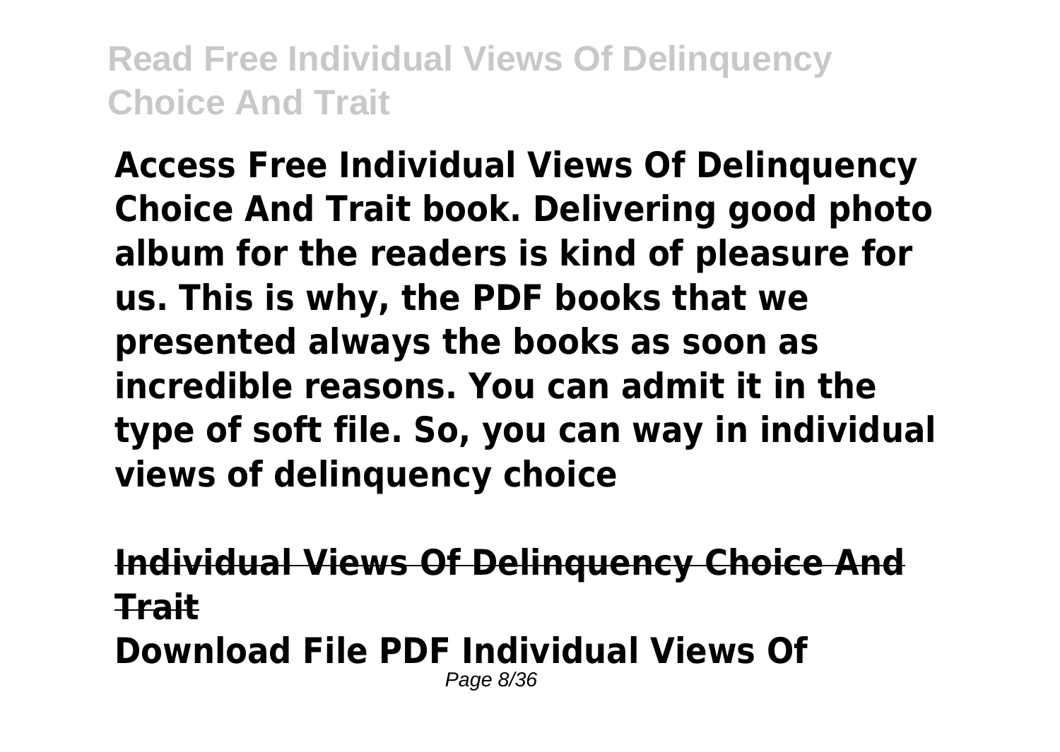**Access Free Individual Views Of Delinquency Choice And Trait book. Delivering good photo album for the readers is kind of pleasure for us. This is why, the PDF books that we presented always the books as soon as incredible reasons. You can admit it in the type of soft file. So, you can way in individual views of delinquency choice**

## Individual Views Of Delinquency Choice And Trait

**Download File PDF Individual Views Of**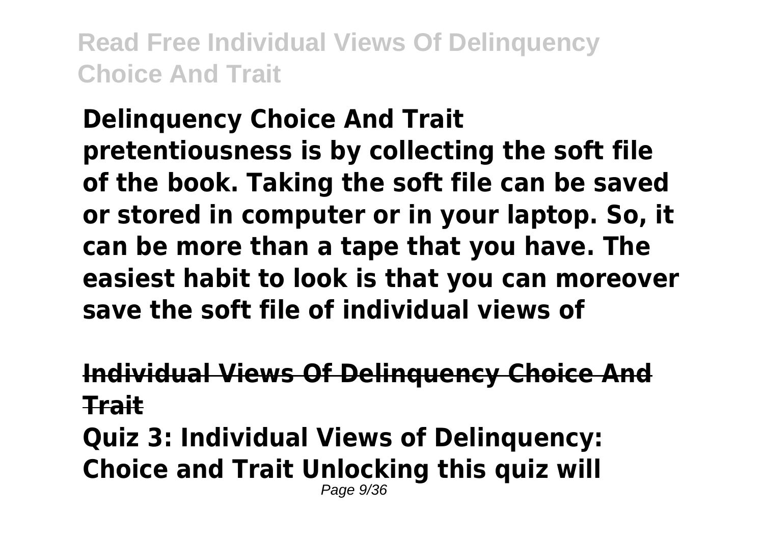**Delinquency Choice And Trait pretentiousness is by collecting the soft file of the book. Taking the soft file can be saved or stored in computer or in your laptop. So, it can be more than a tape that you have. The easiest habit to look is that you can moreover save the soft file of individual views of**

## Individual Views Of Delinquency Choice And Trait

**Quiz 3: Individual Views of Delinquency: Choice and Trait Unlocking this quiz will**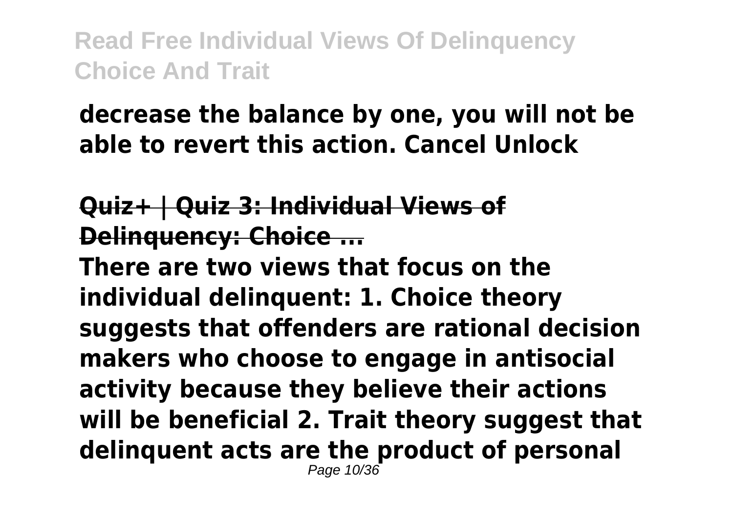**decrease the balance by one, you will not be able to revert this action. Cancel Unlock**

**Quiz+ | Quiz 3: Individual Views of Delinquency: Choice ...**

**There are two views that focus on the individual delinquent: 1. Choice theory suggests that offenders are rational decision makers who choose to engage in antisocial activity because they believe their actions will be beneficial 2. Trait theory suggest that delinquent acts are the product of personal**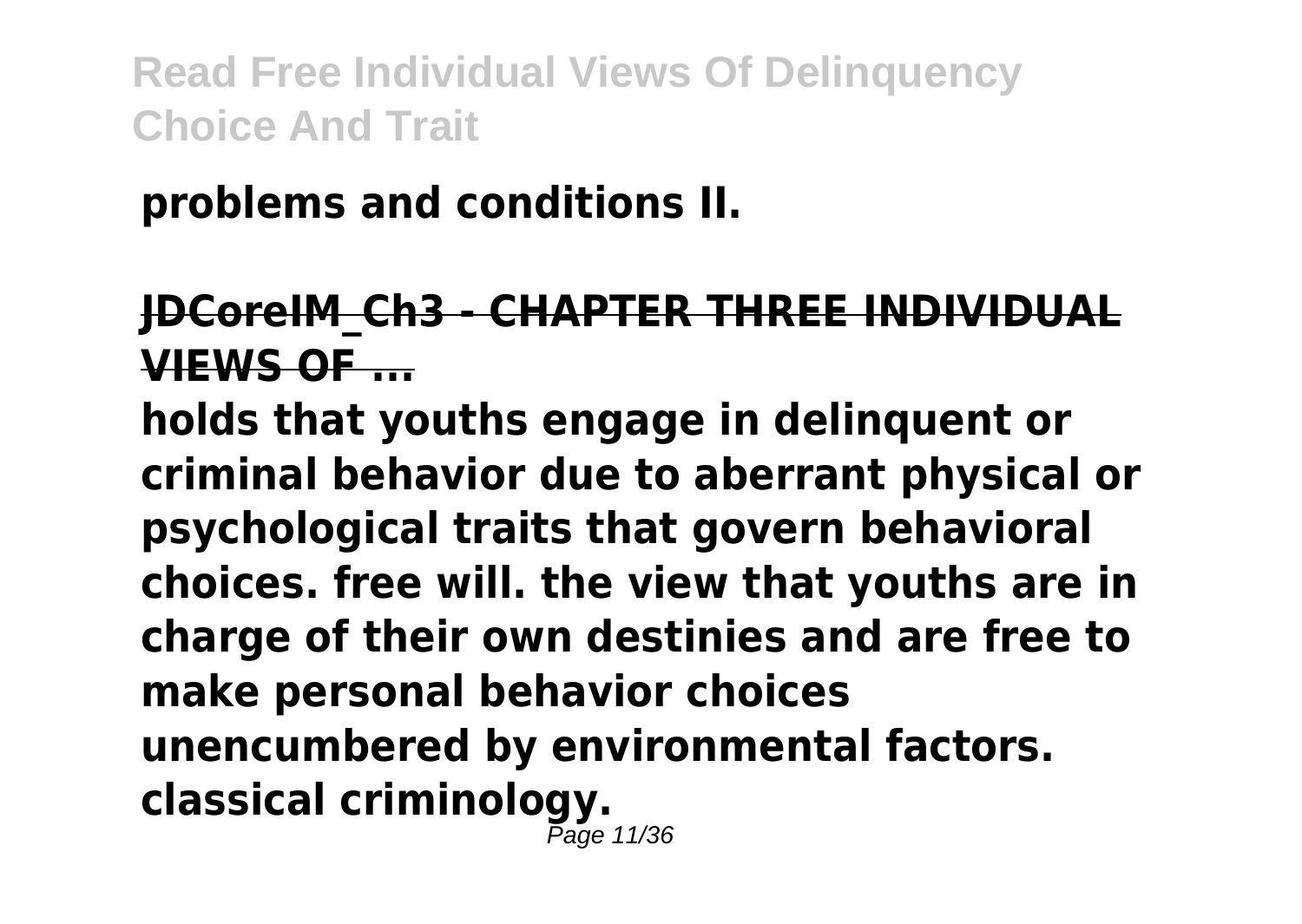**problems and conditions II.**

## JDCoreIM_Ch3 - CHAPTER THREE INDIVIDUAL VIEWS OF ...

**holds that youths engage in delinquent or criminal behavior due to aberrant physical or psychological traits that govern behavioral choices. free will. the view that youths are in charge of their own destinies and are free to make personal behavior choices unencumbered by environmental factors. classical criminology.**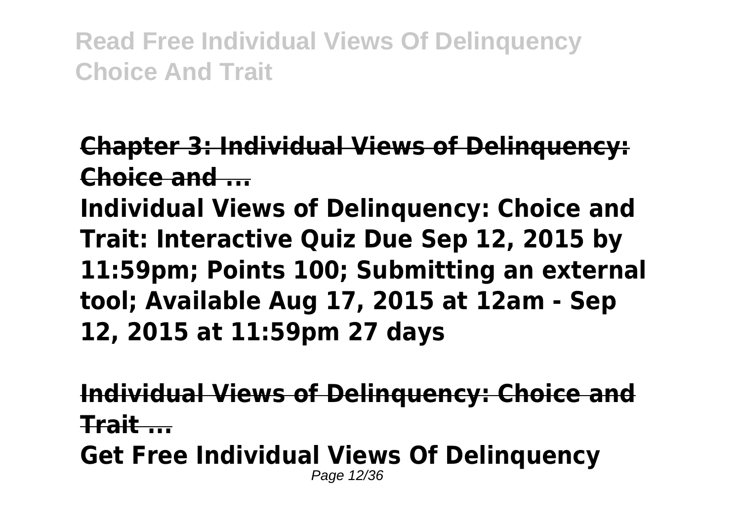**Chapter 3: Individual Views of Delinquency: Choice and ...**

**Individual Views of Delinquency: Choice and Trait: Interactive Quiz Due Sep 12, 2015 by 11:59pm; Points 100; Submitting an external tool; Available Aug 17, 2015 at 12am - Sep 12, 2015 at 11:59pm 27 days**

**Individual Views of Delinquency: Choice and Trait ...**

**Get Free Individual Views Of Delinquency**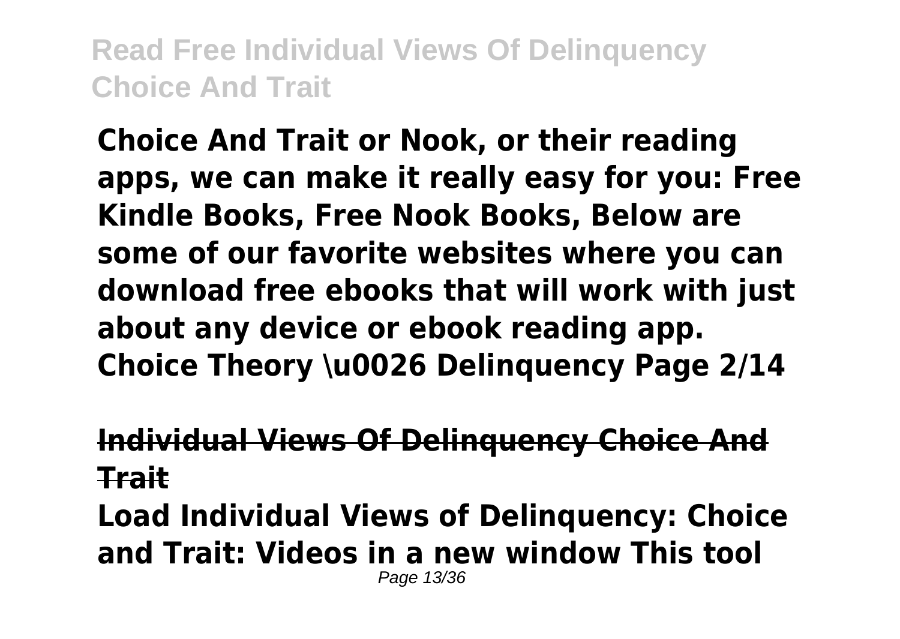**Choice And Trait or Nook, or their reading apps, we can make it really easy for you: Free Kindle Books, Free Nook Books, Below are some of our favorite websites where you can download free ebooks that will work with just about any device or ebook reading app. Choice Theory \u0026 Delinquency Page 2/14**

## Individual Views Of Delinquency Choice And Trait

**Load Individual Views of Delinquency: Choice and Trait: Videos in a new window This tool**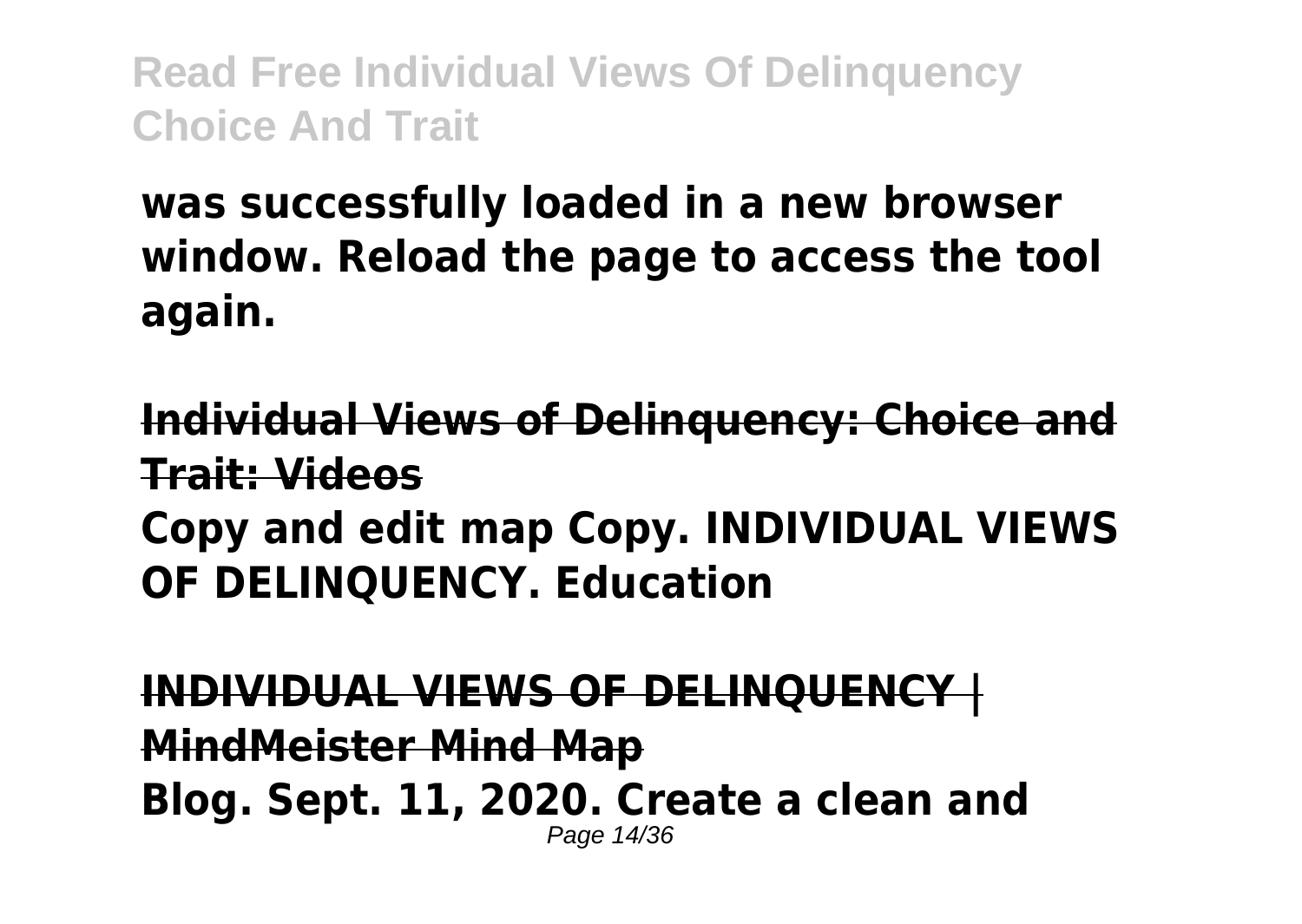**was successfully loaded in a new browser window. Reload the page to access the tool again.**

## Individual Views of Delinquency: Choice and Trait: Videos

**Copy and edit map Copy. INDIVIDUAL VIEWS OF DELINQUENCY. Education**

## INDIVIDUAL VIEWS OF DELINQUENCY | MindMeister Mind Map

**Blog. Sept. 11, 2020. Create a clean and**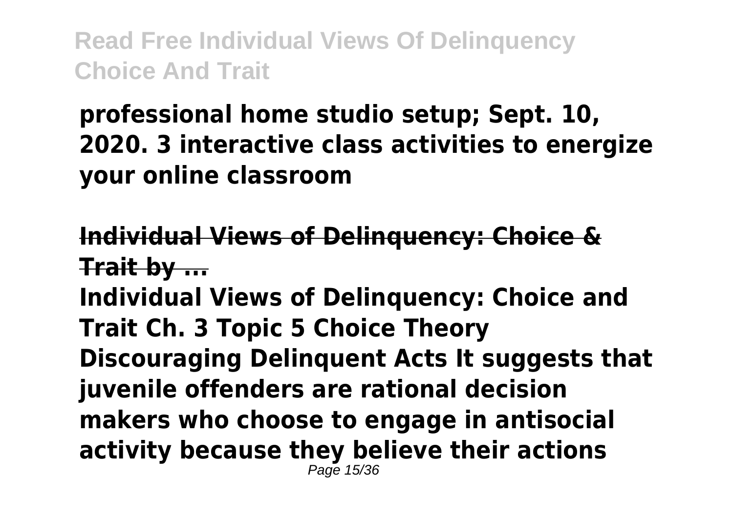**professional home studio setup; Sept. 10, 2020. 3 interactive class activities to energize your online classroom**

**Individual Views of Delinquency: Choice & Trait by ...**

**Individual Views of Delinquency: Choice and Trait Ch. 3 Topic 5 Choice Theory Discouraging Delinquent Acts It suggests that juvenile offenders are rational decision makers who choose to engage in antisocial activity because they believe their actions**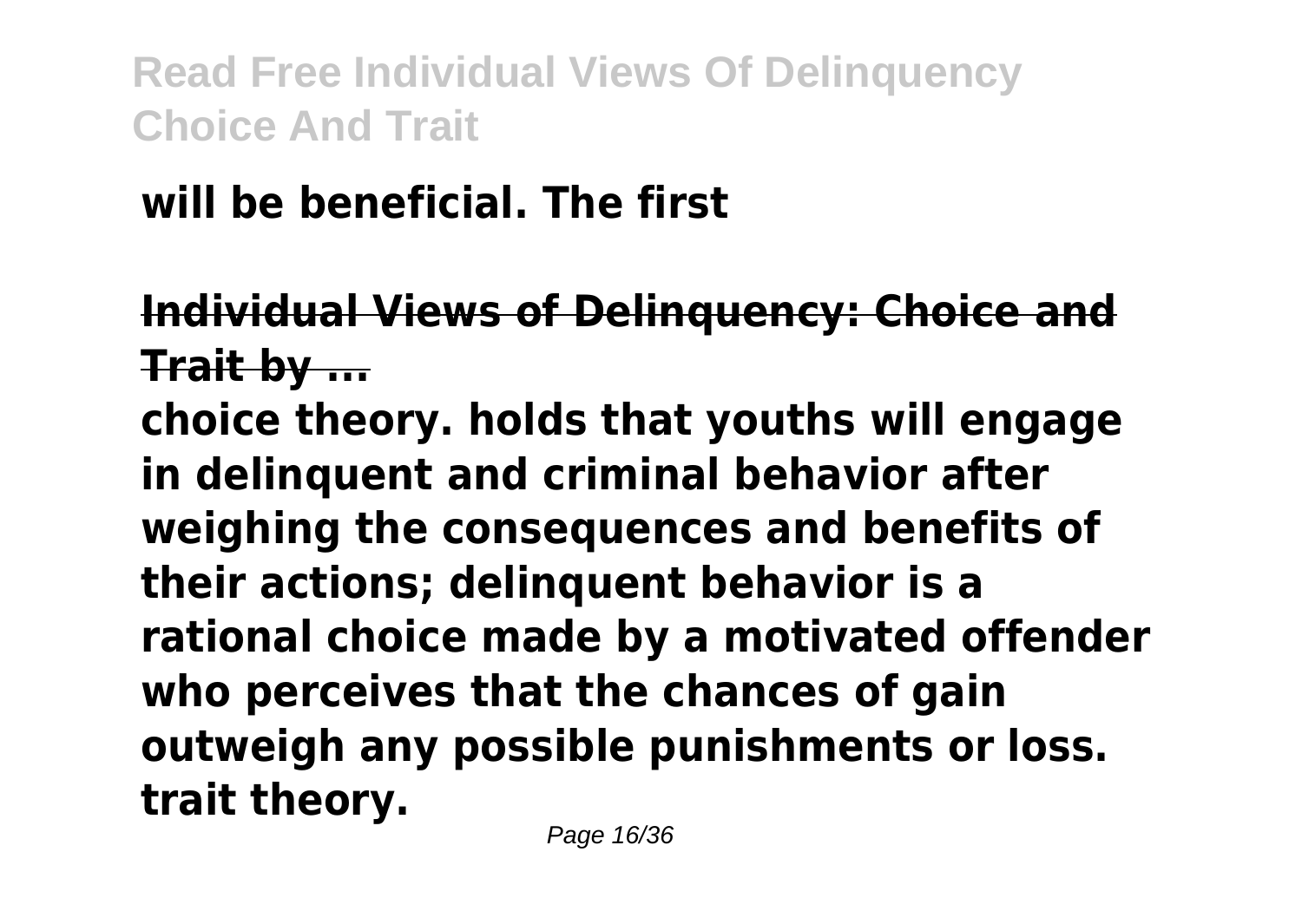**will be beneficial. The first**

**Individual Views of Delinquency: Choice and Trait by ...**

**choice theory. holds that youths will engage in delinquent and criminal behavior after weighing the consequences and benefits of their actions; delinquent behavior is a rational choice made by a motivated offender who perceives that the chances of gain outweigh any possible punishments or loss. trait theory.**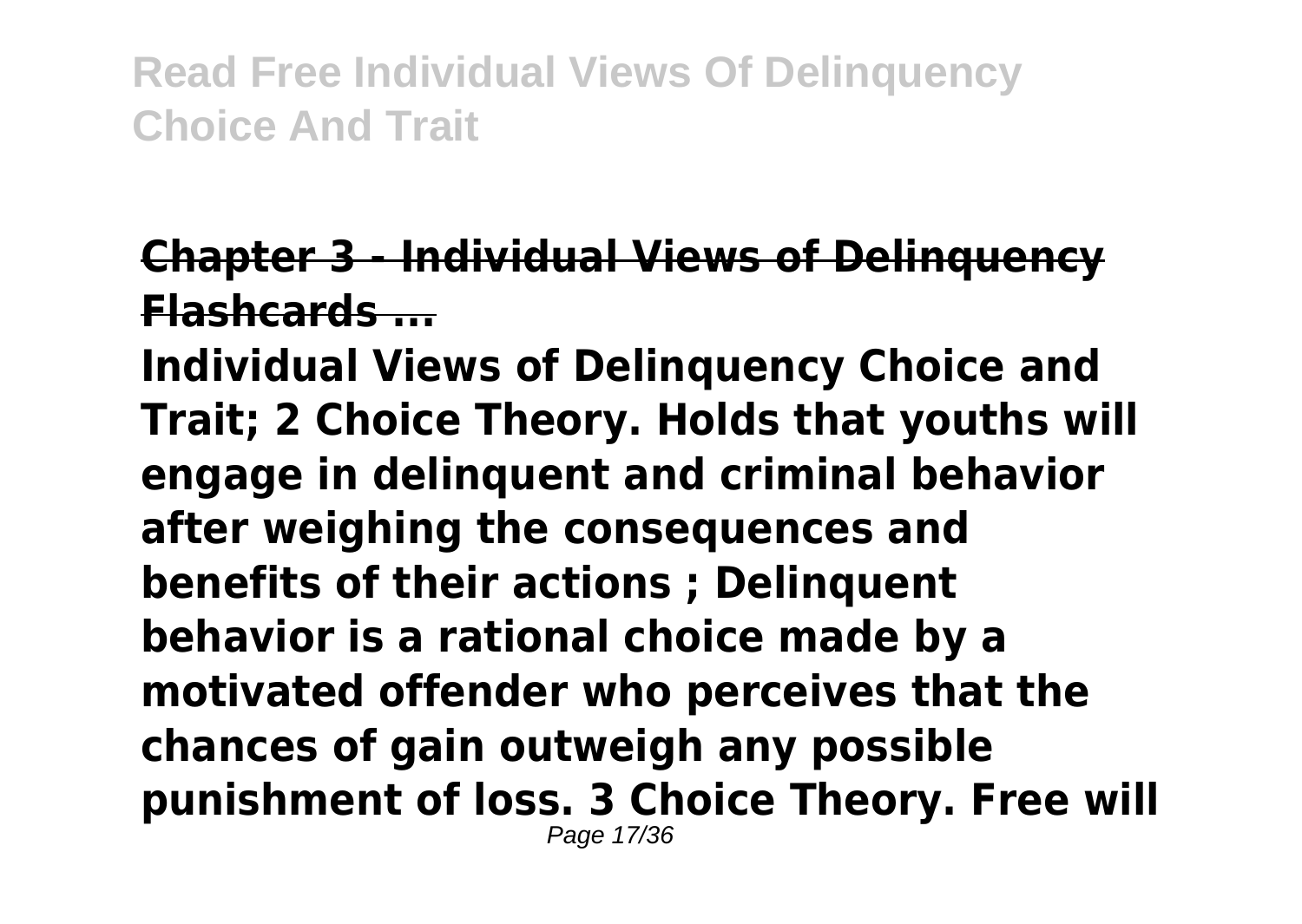## Chapter 3 - Individual Views of Delinquency Flashcards ...

**Individual Views of Delinquency Choice and Trait; 2 Choice Theory. Holds that youths will engage in delinquent and criminal behavior after weighing the consequences and benefits of their actions ; Delinquent behavior is a rational choice made by a motivated offender who perceives that the chances of gain outweigh any possible punishment of loss. 3 Choice Theory. Free will**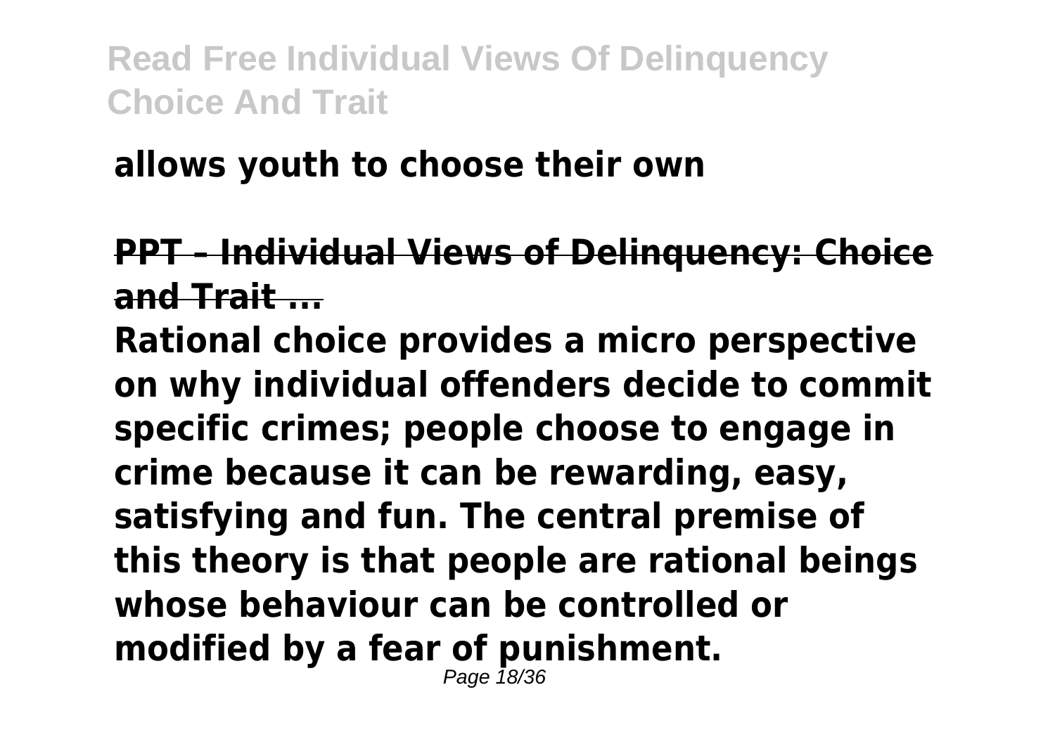**allows youth to choose their own**

**PPT – Individual Views of Delinquency: Choice and Trait ...**

**Rational choice provides a micro perspective on why individual offenders decide to commit specific crimes; people choose to engage in crime because it can be rewarding, easy, satisfying and fun. The central premise of this theory is that people are rational beings whose behaviour can be controlled or modified by a fear of punishment.**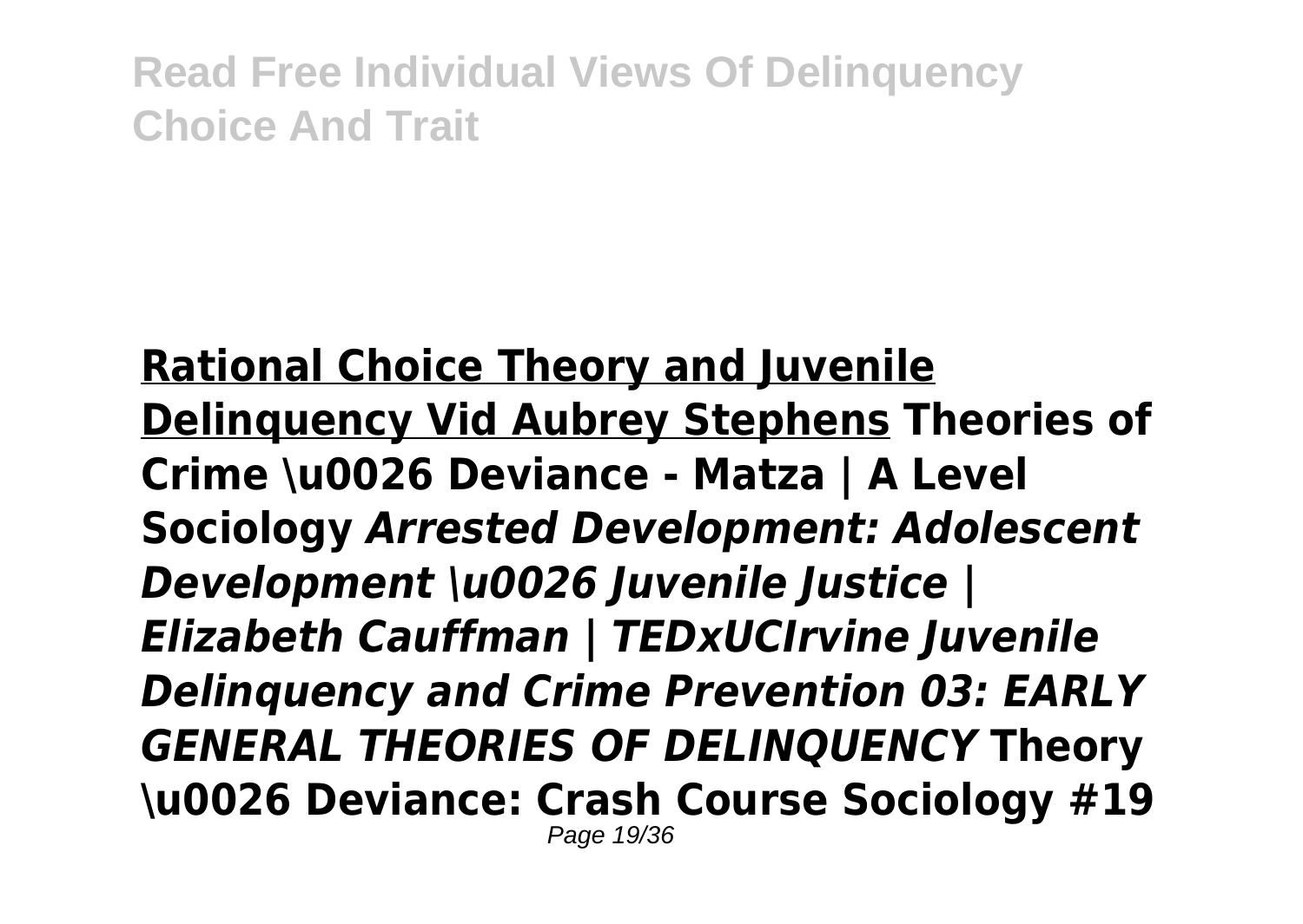**<u>Rational Choice Theory and Juvenile Delinquency Vid Aubrey Stephens</u> Theories of Crime \u0026 Deviance - Matza | A Level Sociology** ***Arrested Development: Adolescent Development \u0026 Juvenile Justice | Elizabeth Cauffman | TEDxUCIrvine Juvenile Delinquency and Crime Prevention 03: EARLY GENERAL THEORIES OF DELINQUENCY*** **Theory \u0026 Deviance: Crash Course Sociology #19**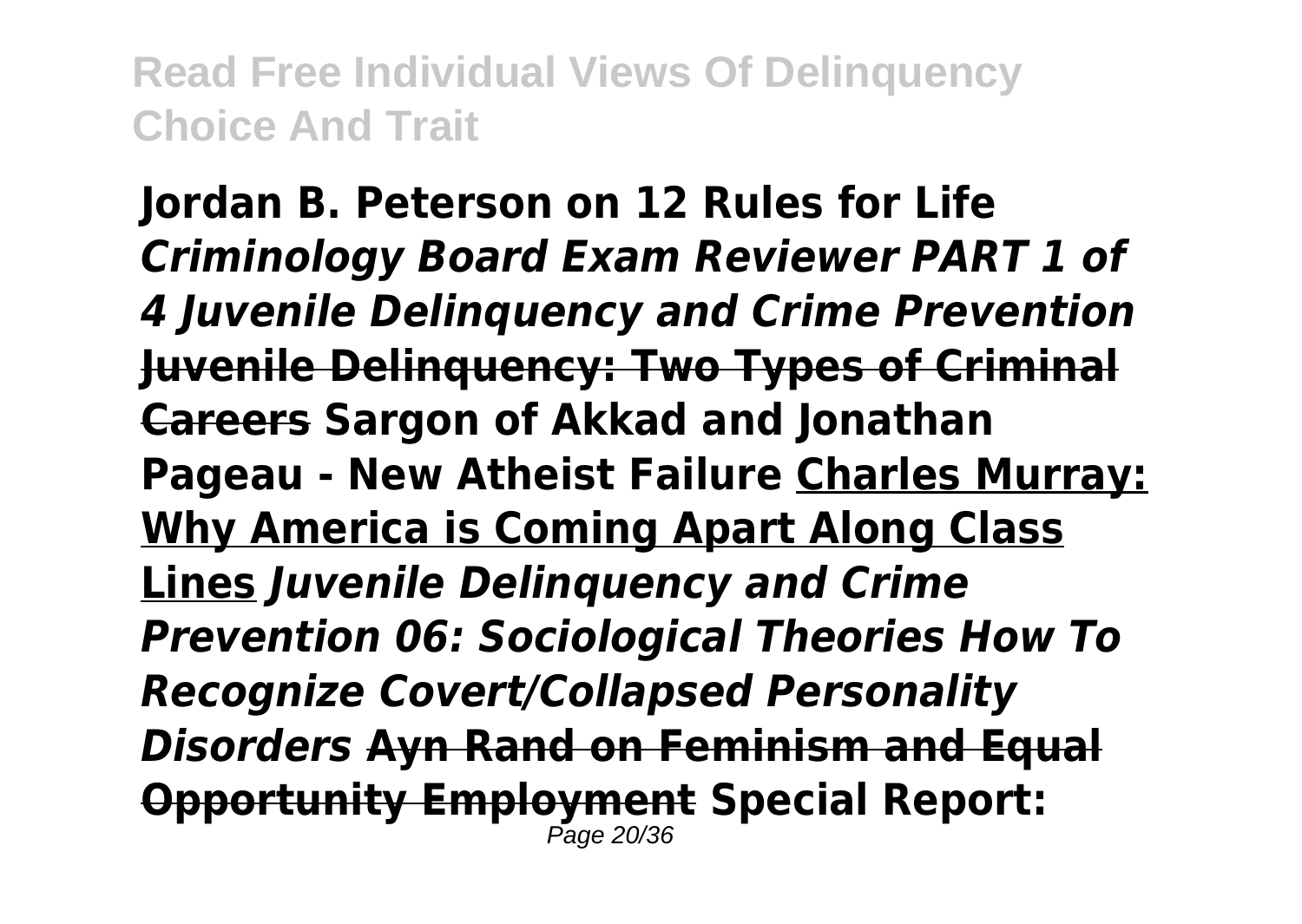**Jordan B. Peterson on 12 Rules for Life** ***Criminology Board Exam Reviewer PART 1 of 4 Juvenile Delinquency and Crime Prevention*** **~~Juvenile Delinquency: Two Types of Criminal Careers~~ Sargon of Akkad and Jonathan Pageau - New Atheist Failure** **Charles Murray: Why America is Coming Apart Along Class Lines** ***Juvenile Delinquency and Crime Prevention 06: Sociological Theories How To Recognize Covert/Collapsed Personality Disorders*** **~~Ayn Rand on Feminism and Equal Opportunity Employment~~ Special Report:**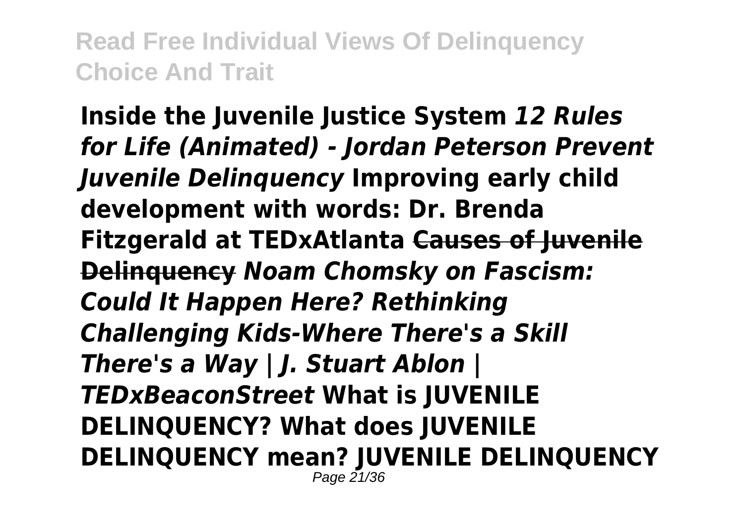**Inside the Juvenile Justice System** ***12 Rules for Life (Animated) - Jordan Peterson Prevent Juvenile Delinquency*** **Improving early child development with words: Dr. Brenda Fitzgerald at TEDxAtlanta** ~~**Causes of Juvenile Delinquency**~~ ***Noam Chomsky on Fascism: Could It Happen Here? Rethinking Challenging Kids-Where There's a Skill There's a Way | J. Stuart Ablon | TEDxBeaconStreet*** **What is JUVENILE DELINQUENCY? What does JUVENILE DELINQUENCY mean? JUVENILE DELINQUENCY**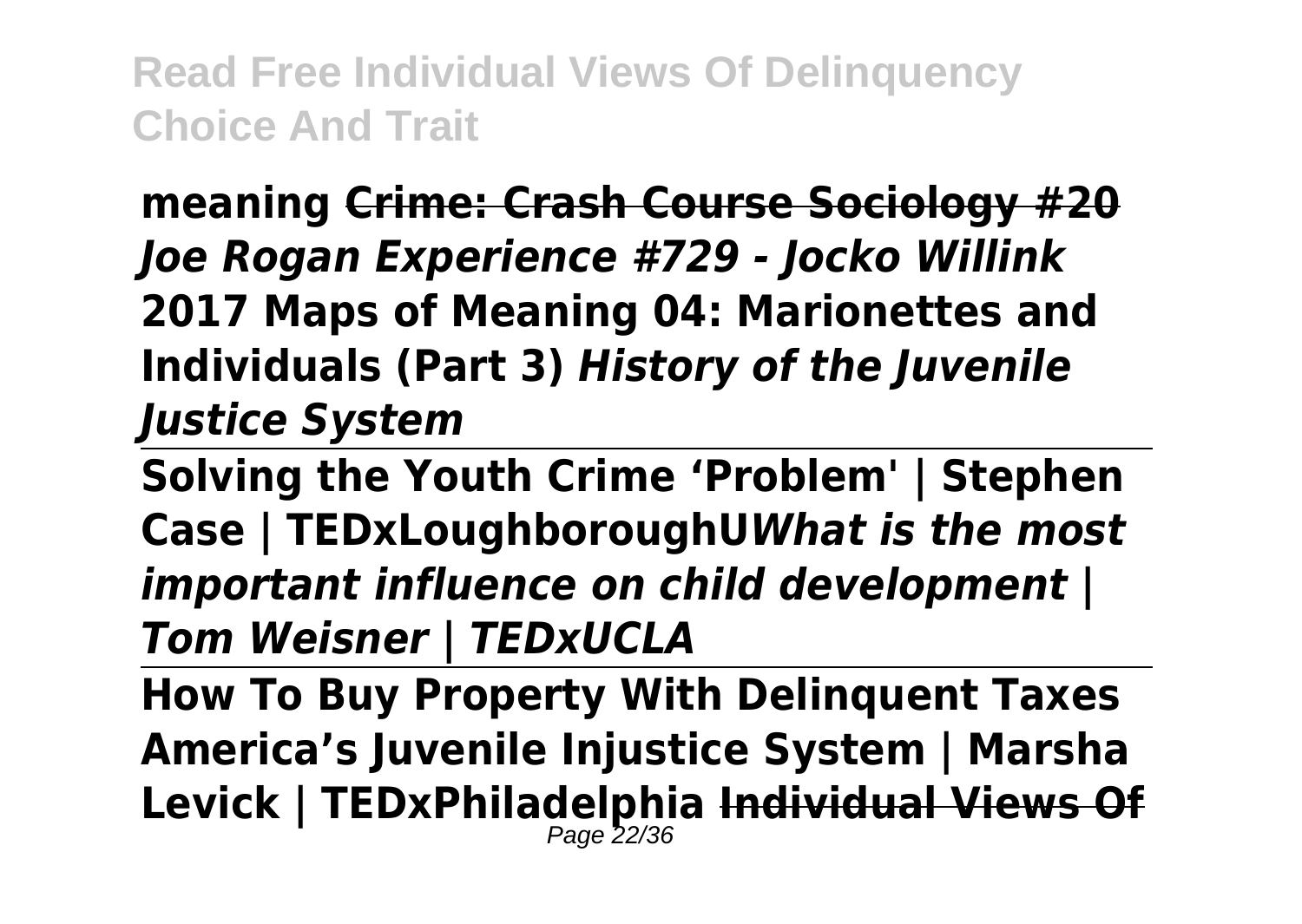**meaning** ~~**Crime: Crash Course Sociology #20**~~ ***Joe Rogan Experience #729 - Jocko Willink*** **2017 Maps of Meaning 04: Marionettes and Individuals (Part 3)** ***History of the Juvenile Justice System***

---

**Solving the Youth Crime 'Problem' | Stephen Case | TEDxLoughboroughU*****What is the most important influence on child development | Tom Weisner | TEDxUCLA***

---

**How To Buy Property With Delinquent Taxes America's Juvenile Injustice System | Marsha Levick | TEDxPhiladelphia** ~~**Individual Views Of**~~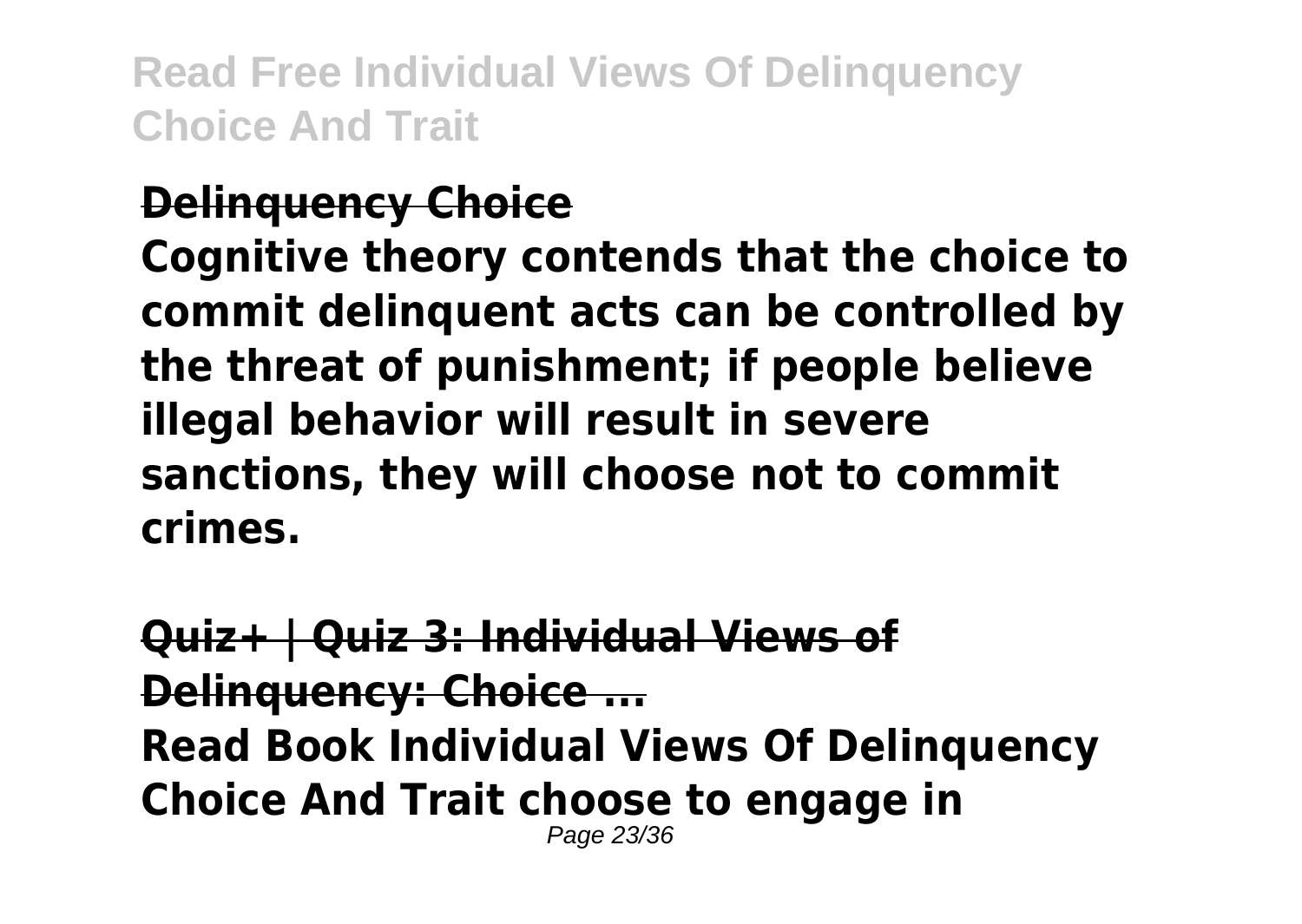**Delinquency Choice**

**Cognitive theory contends that the choice to commit delinquent acts can be controlled by the threat of punishment; if people believe illegal behavior will result in severe sanctions, they will choose not to commit crimes.**

**Quiz+ | Quiz 3: Individual Views of Delinquency: Choice ...**

**Read Book Individual Views Of Delinquency Choice And Trait choose to engage in**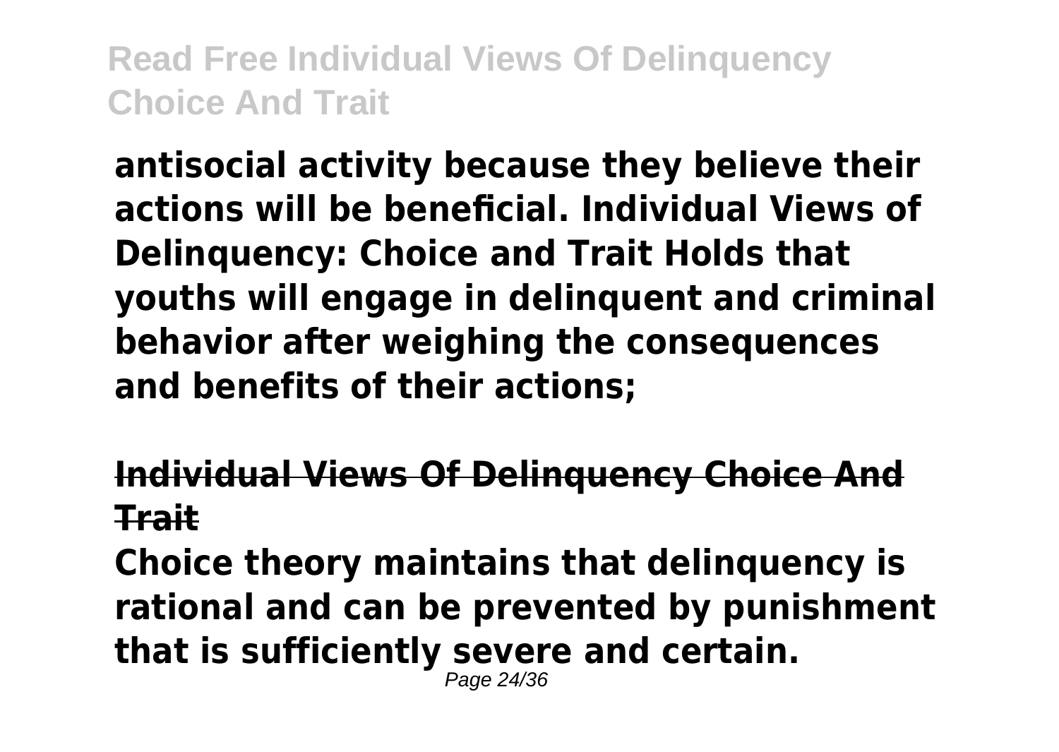**antisocial activity because they believe their actions will be beneficial. Individual Views of Delinquency: Choice and Trait Holds that youths will engage in delinquent and criminal behavior after weighing the consequences and benefits of their actions;**

## Individual Views Of Delinquency Choice And Trait

**Choice theory maintains that delinquency is rational and can be prevented by punishment that is sufficiently severe and certain.**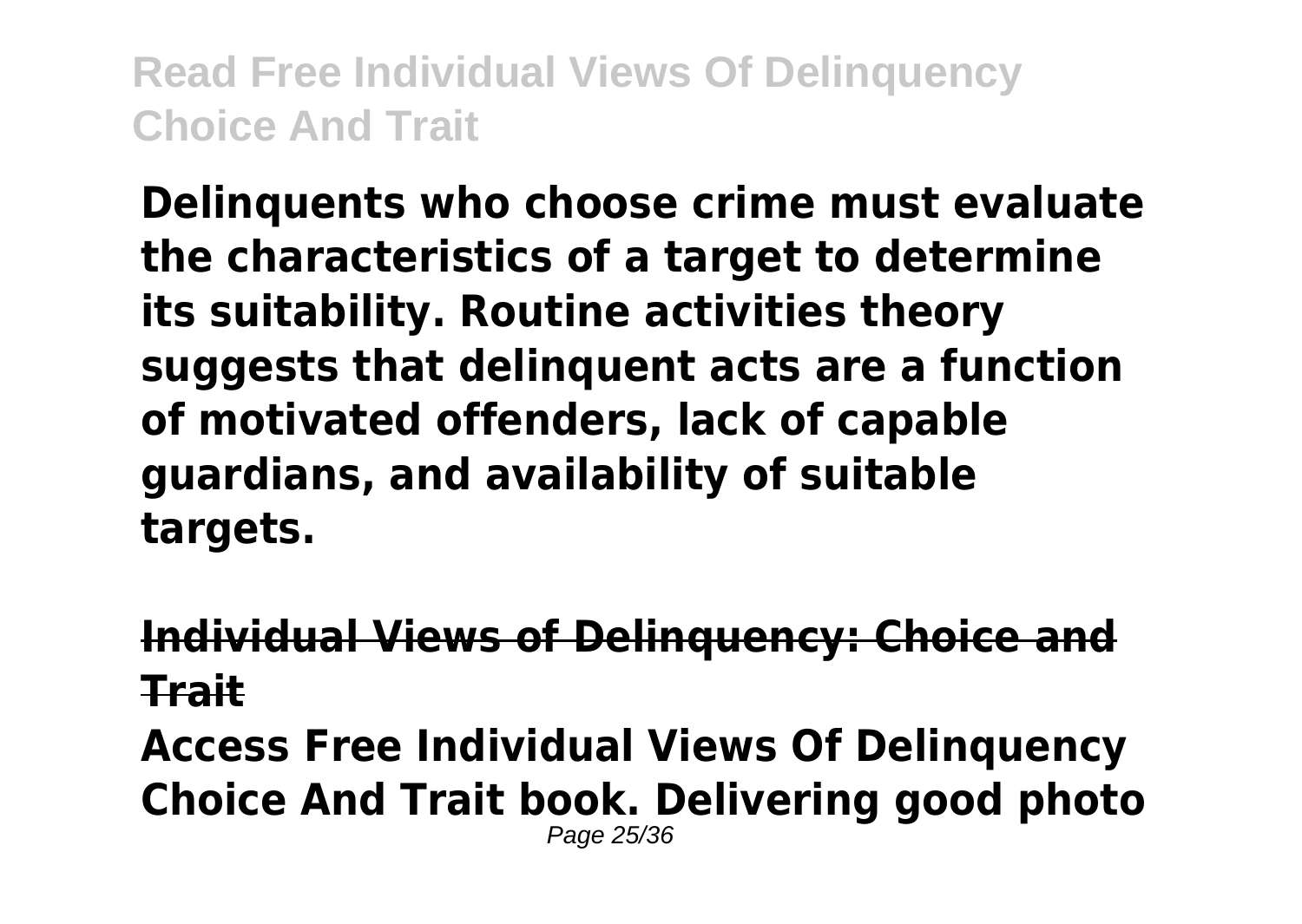**Delinquents who choose crime must evaluate the characteristics of a target to determine its suitability. Routine activities theory suggests that delinquent acts are a function of motivated offenders, lack of capable guardians, and availability of suitable targets.**

**Individual Views of Delinquency: Choice and Trait**

**Access Free Individual Views Of Delinquency Choice And Trait book. Delivering good photo**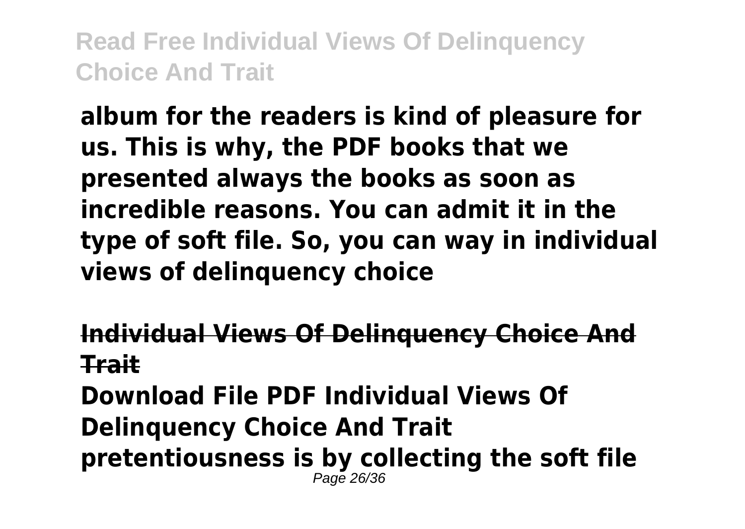**album for the readers is kind of pleasure for us. This is why, the PDF books that we presented always the books as soon as incredible reasons. You can admit it in the type of soft file. So, you can way in individual views of delinquency choice**

**Individual Views Of Delinquency Choice And Trait**

**Download File PDF Individual Views Of Delinquency Choice And Trait pretentiousness is by collecting the soft file**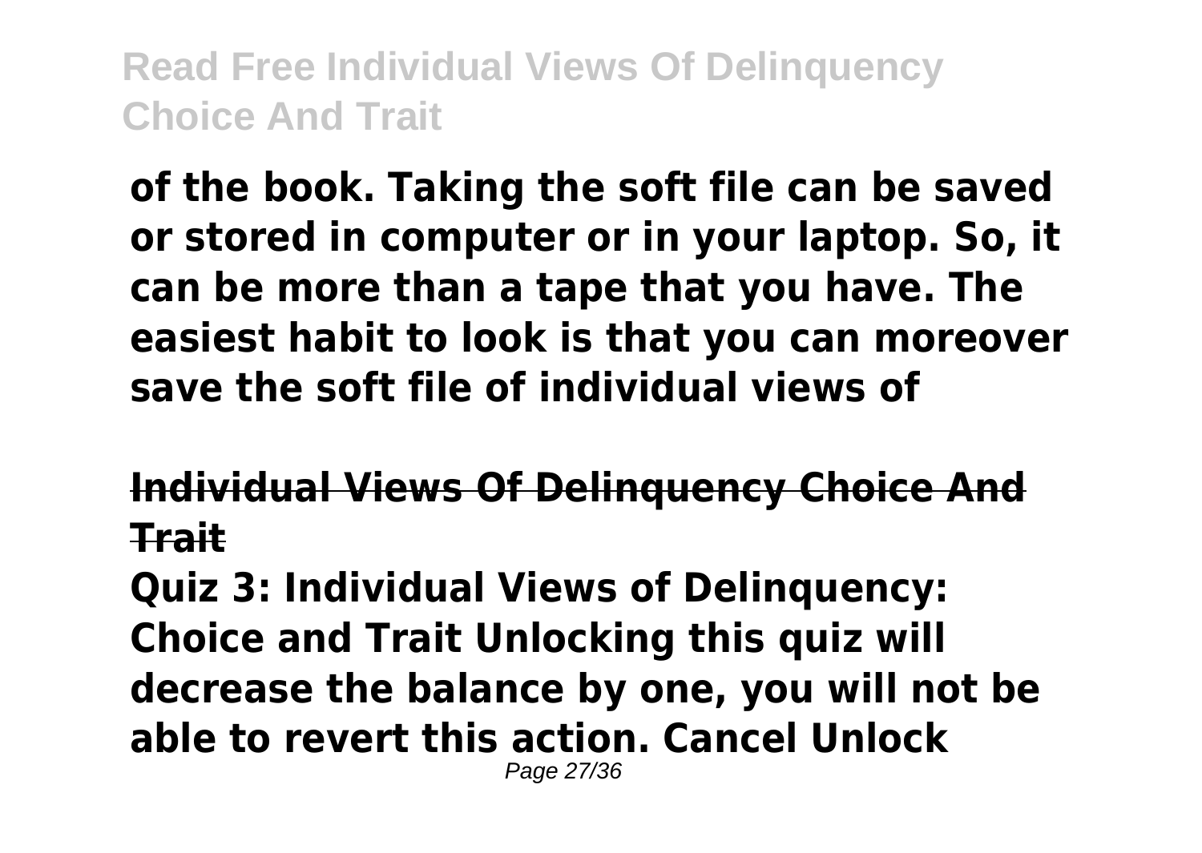**of the book. Taking the soft file can be saved or stored in computer or in your laptop. So, it can be more than a tape that you have. The easiest habit to look is that you can moreover save the soft file of individual views of**

## Individual Views Of Delinquency Choice And Trait

**Quiz 3: Individual Views of Delinquency: Choice and Trait Unlocking this quiz will decrease the balance by one, you will not be able to revert this action. Cancel Unlock**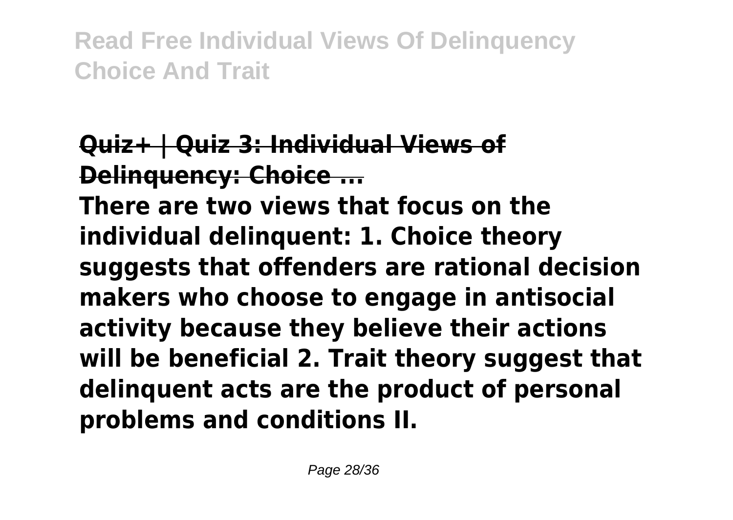**Quiz+ | Quiz 3: Individual Views of Delinquency: Choice ...**

**There are two views that focus on the individual delinquent: 1. Choice theory suggests that offenders are rational decision makers who choose to engage in antisocial activity because they believe their actions will be beneficial 2. Trait theory suggest that delinquent acts are the product of personal problems and conditions II.**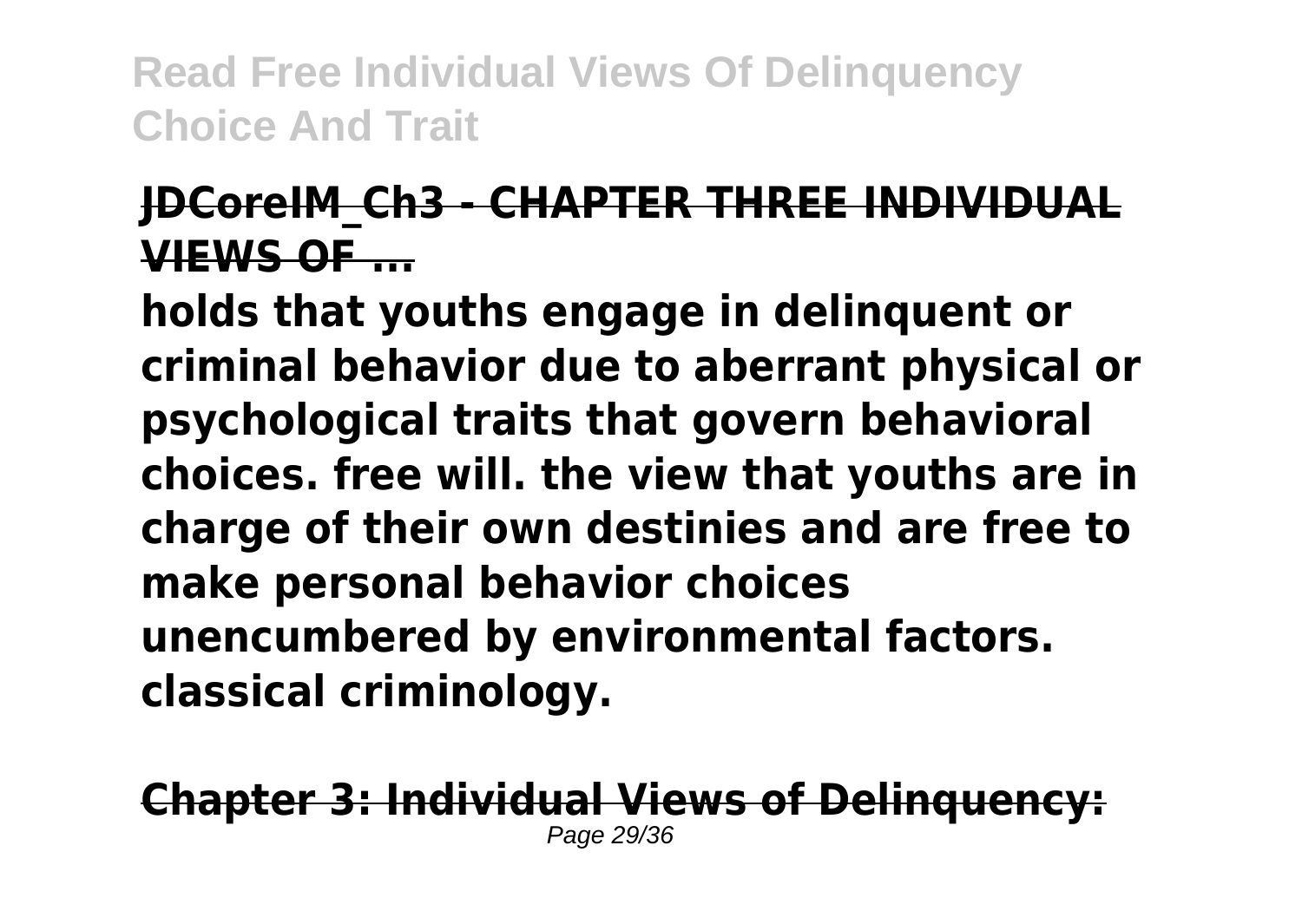## JDCoreIM_Ch3 - CHAPTER THREE INDIVIDUAL VIEWS OF ...

**holds that youths engage in delinquent or criminal behavior due to aberrant physical or psychological traits that govern behavioral choices. free will. the view that youths are in charge of their own destinies and are free to make personal behavior choices unencumbered by environmental factors. classical criminology.**

## Chapter 3: Individual Views of Delinquency: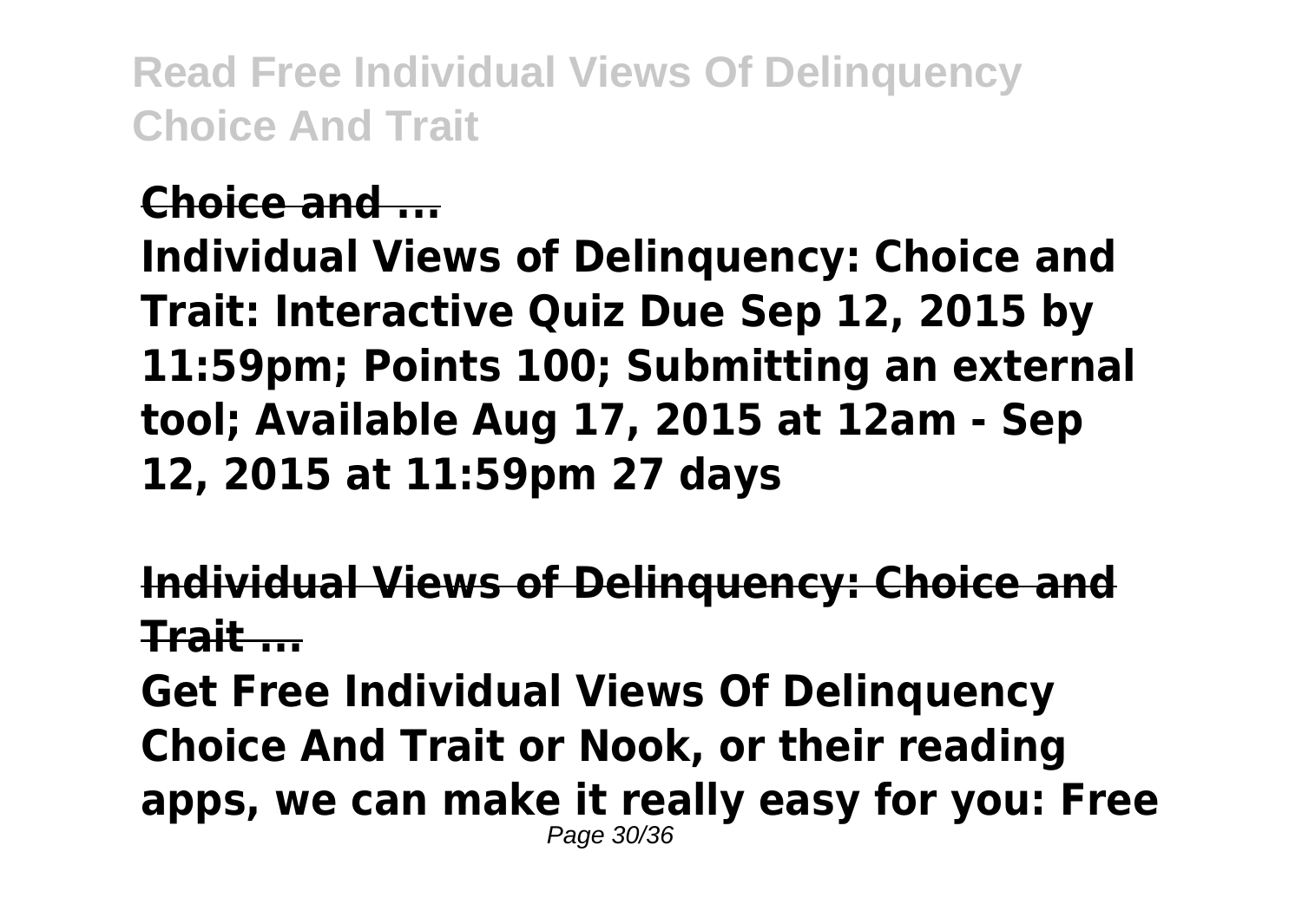**Choice and ...**

**Individual Views of Delinquency: Choice and Trait: Interactive Quiz Due Sep 12, 2015 by 11:59pm; Points 100; Submitting an external tool; Available Aug 17, 2015 at 12am - Sep 12, 2015 at 11:59pm 27 days**

**Individual Views of Delinquency: Choice and Trait ...**

**Get Free Individual Views Of Delinquency Choice And Trait or Nook, or their reading apps, we can make it really easy for you: Free**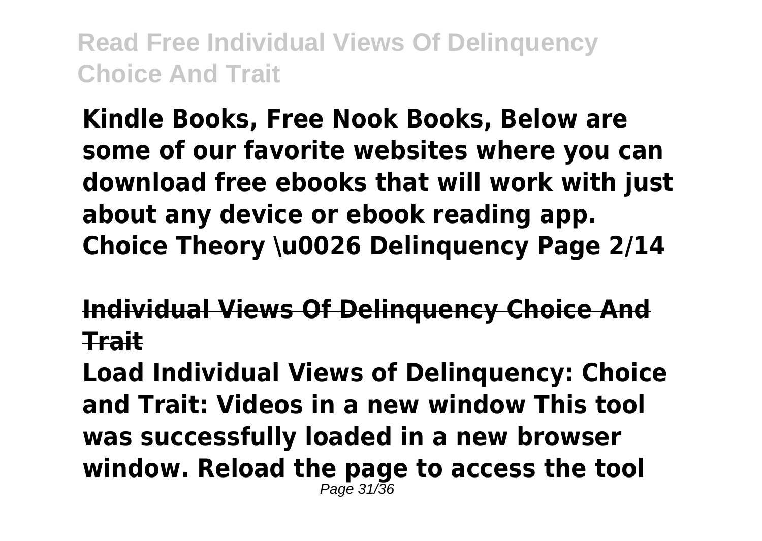**Kindle Books, Free Nook Books, Below are some of our favorite websites where you can download free ebooks that will work with just about any device or ebook reading app. Choice Theory \u0026 Delinquency Page 2/14**

## Individual Views Of Delinquency Choice And Trait

**Load Individual Views of Delinquency: Choice and Trait: Videos in a new window This tool was successfully loaded in a new browser window. Reload the page to access the tool**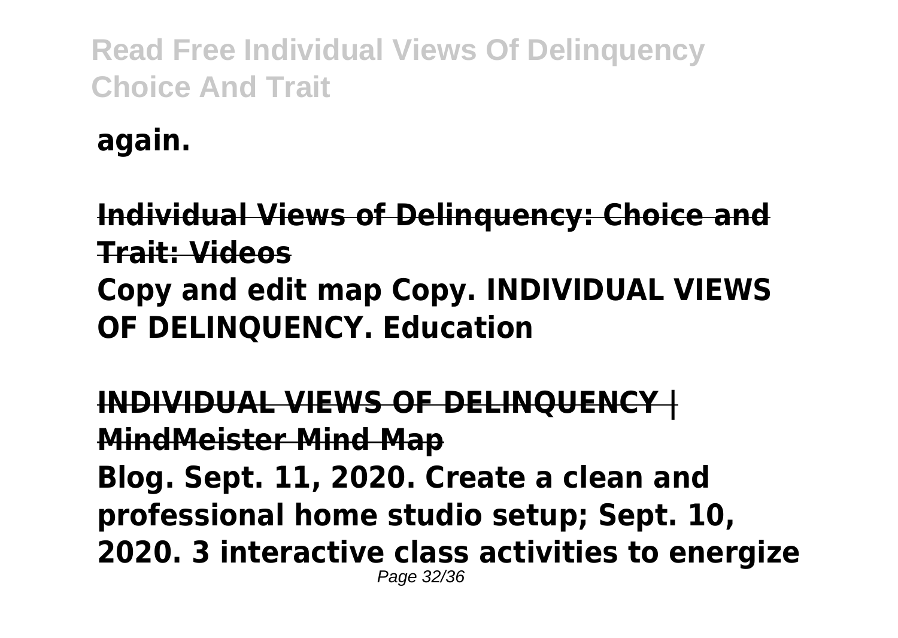**again.**

**Individual Views of Delinquency: Choice and Trait: Videos**

**Copy and edit map Copy. INDIVIDUAL VIEWS OF DELINQUENCY. Education**

**INDIVIDUAL VIEWS OF DELINQUENCY | MindMeister Mind Map**

**Blog. Sept. 11, 2020. Create a clean and professional home studio setup; Sept. 10, 2020. 3 interactive class activities to energize**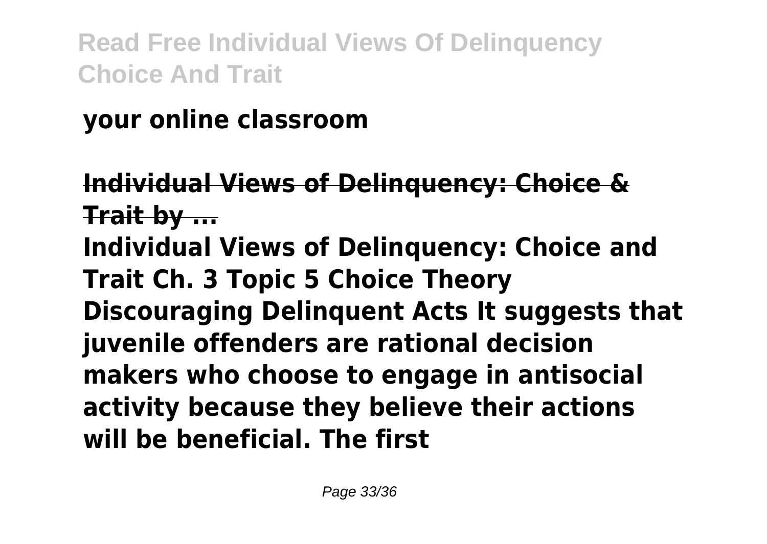**your online classroom**

**Individual Views of Delinquency: Choice & Trait by ...**

**Individual Views of Delinquency: Choice and Trait Ch. 3 Topic 5 Choice Theory Discouraging Delinquent Acts It suggests that juvenile offenders are rational decision makers who choose to engage in antisocial activity because they believe their actions will be beneficial. The first**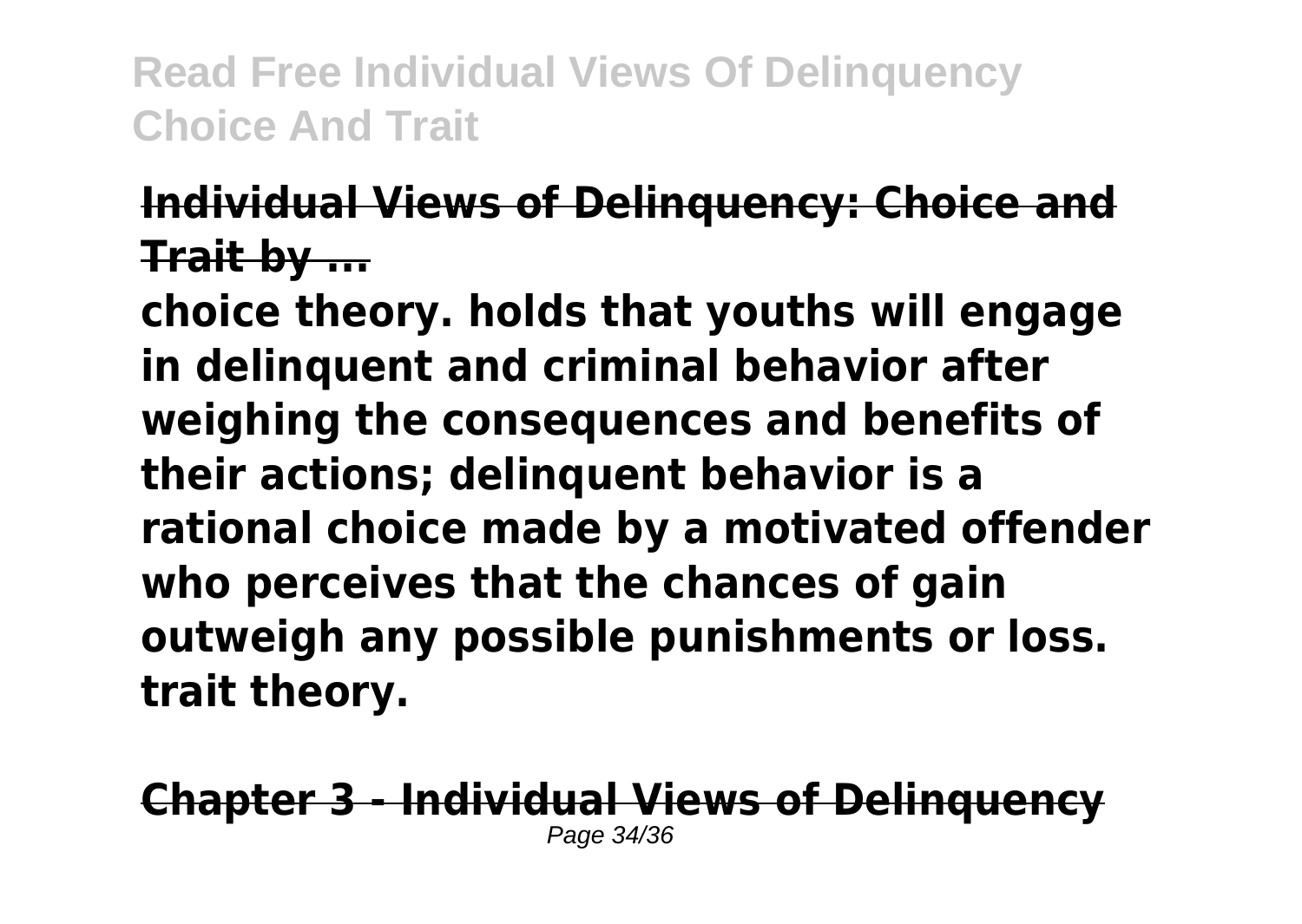**Individual Views of Delinquency: Choice and Trait by ...**

**choice theory. holds that youths will engage in delinquent and criminal behavior after weighing the consequences and benefits of their actions; delinquent behavior is a rational choice made by a motivated offender who perceives that the chances of gain outweigh any possible punishments or loss. trait theory.**

**Chapter 3 - Individual Views of Delinquency**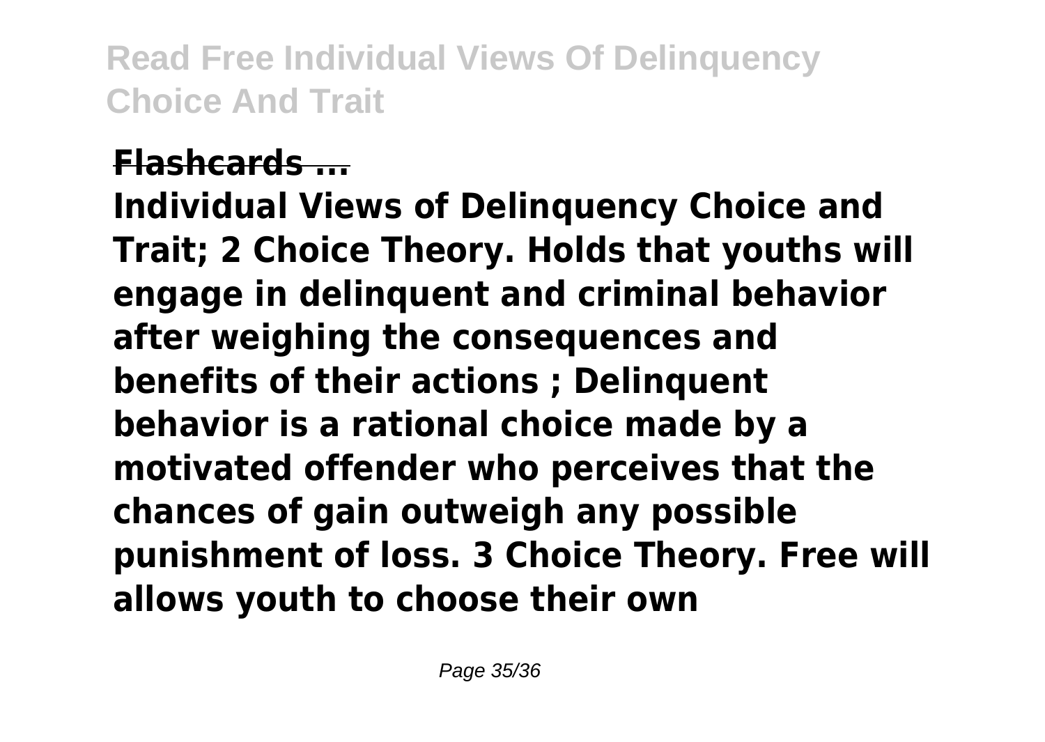**Flashcards ...**

**Individual Views of Delinquency Choice and Trait; 2 Choice Theory. Holds that youths will engage in delinquent and criminal behavior after weighing the consequences and benefits of their actions ; Delinquent behavior is a rational choice made by a motivated offender who perceives that the chances of gain outweigh any possible punishment of loss. 3 Choice Theory. Free will allows youth to choose their own**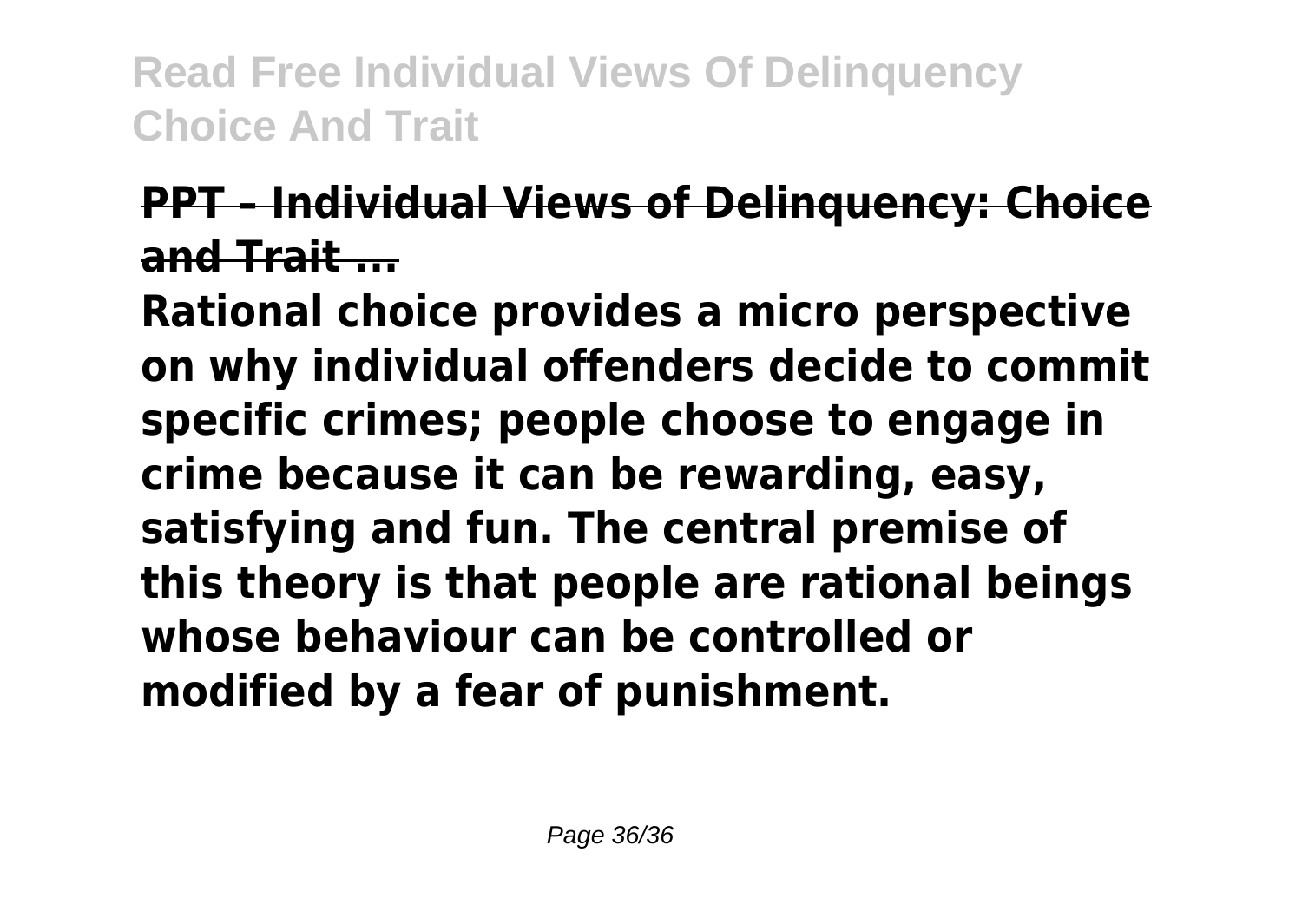## PPT – Individual Views of Delinquency: Choice and Trait ...

**Rational choice provides a micro perspective on why individual offenders decide to commit specific crimes; people choose to engage in crime because it can be rewarding, easy, satisfying and fun. The central premise of this theory is that people are rational beings whose behaviour can be controlled or modified by a fear of punishment.**